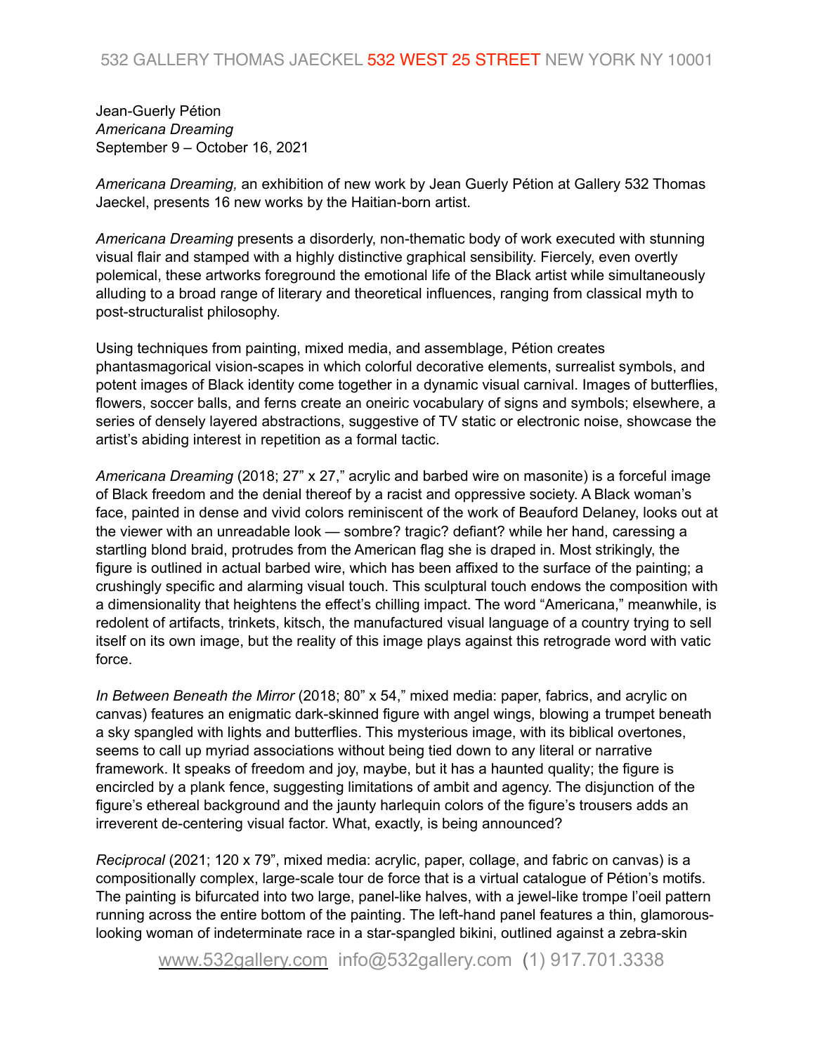532 GALLERY THOMAS JAECKEL 532 WEST 25 STREET NEW YORK NY 10001

Jean-Guerly Pétion  
*Americana Dreaming*  
September 9 – October 16, 2021

*Americana Dreaming,* an exhibition of new work by Jean Guerly Pétion at Gallery 532 Thomas Jaeckel, presents 16 new works by the Haitian-born artist.

*Americana Dreaming* presents a disorderly, non-thematic body of work executed with stunning visual flair and stamped with a highly distinctive graphical sensibility. Fiercely, even overtly polemical, these artworks foreground the emotional life of the Black artist while simultaneously alluding to a broad range of literary and theoretical influences, ranging from classical myth to post-structuralist philosophy.

Using techniques from painting, mixed media, and assemblage, Pétion creates phantasmagorical vision-scapes in which colorful decorative elements, surrealist symbols, and potent images of Black identity come together in a dynamic visual carnival. Images of butterflies, flowers, soccer balls, and ferns create an oneiric vocabulary of signs and symbols; elsewhere, a series of densely layered abstractions, suggestive of TV static or electronic noise, showcase the artist's abiding interest in repetition as a formal tactic.

*Americana Dreaming* (2018; 27" x 27," acrylic and barbed wire on masonite) is a forceful image of Black freedom and the denial thereof by a racist and oppressive society. A Black woman's face, painted in dense and vivid colors reminiscent of the work of Beauford Delaney, looks out at the viewer with an unreadable look — sombre? tragic? defiant? while her hand, caressing a startling blond braid, protrudes from the American flag she is draped in. Most strikingly, the figure is outlined in actual barbed wire, which has been affixed to the surface of the painting; a crushingly specific and alarming visual touch. This sculptural touch endows the composition with a dimensionality that heightens the effect's chilling impact. The word "Americana," meanwhile, is redolent of artifacts, trinkets, kitsch, the manufactured visual language of a country trying to sell itself on its own image, but the reality of this image plays against this retrograde word with vatic force.

*In Between Beneath the Mirror* (2018; 80" x 54," mixed media: paper, fabrics, and acrylic on canvas) features an enigmatic dark-skinned figure with angel wings, blowing a trumpet beneath a sky spangled with lights and butterflies. This mysterious image, with its biblical overtones, seems to call up myriad associations without being tied down to any literal or narrative framework. It speaks of freedom and joy, maybe, but it has a haunted quality; the figure is encircled by a plank fence, suggesting limitations of ambit and agency. The disjunction of the figure's ethereal background and the jaunty harlequin colors of the figure's trousers adds an irreverent de-centering visual factor. What, exactly, is being announced?

*Reciprocal* (2021; 120 x 79", mixed media: acrylic, paper, collage, and fabric on canvas) is a compositionally complex, large-scale tour de force that is a virtual catalogue of Pétion's motifs. The painting is bifurcated into two large, panel-like halves, with a jewel-like trompe l'oeil pattern running across the entire bottom of the painting. The left-hand panel features a thin, glamorous-looking woman of indeterminate race in a star-spangled bikini, outlined against a zebra-skin

www.532gallery.com info@532gallery.com (1) 917.701.3338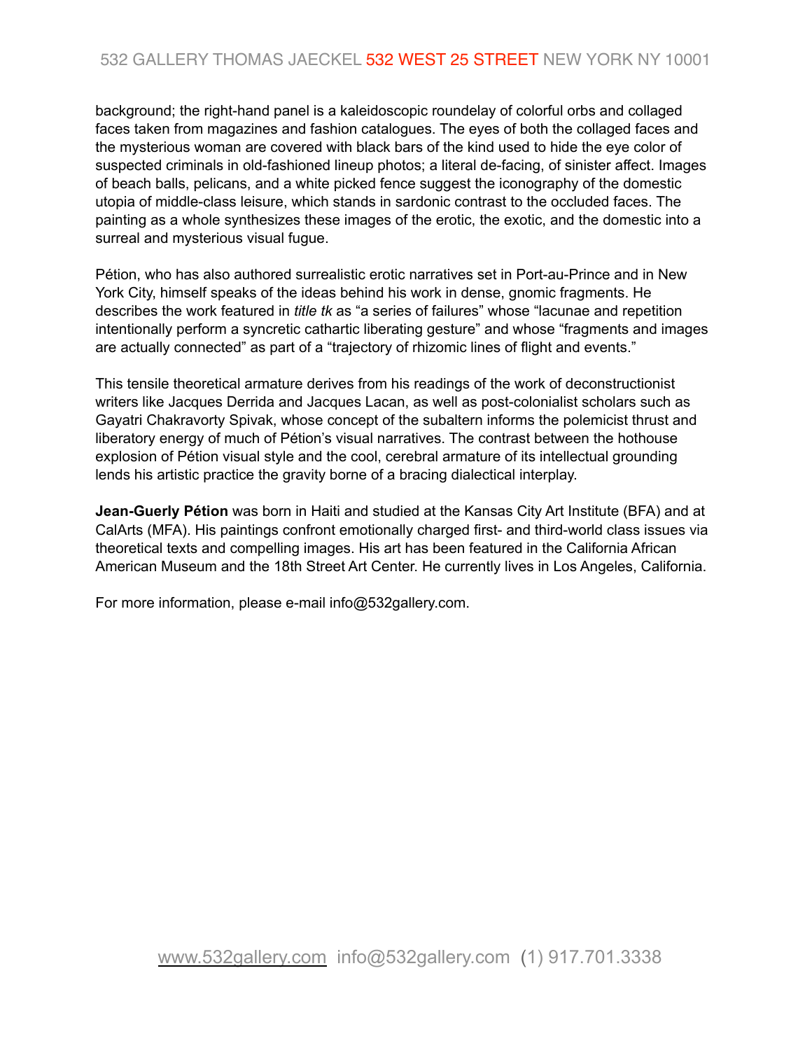background; the right-hand panel is a kaleidoscopic roundelay of colorful orbs and collaged faces taken from magazines and fashion catalogues. The eyes of both the collaged faces and the mysterious woman are covered with black bars of the kind used to hide the eye color of suspected criminals in old-fashioned lineup photos; a literal de-facing, of sinister affect. Images of beach balls, pelicans, and a white picked fence suggest the iconography of the domestic utopia of middle-class leisure, which stands in sardonic contrast to the occluded faces. The painting as a whole synthesizes these images of the erotic, the exotic, and the domestic into a surreal and mysterious visual fugue.

Pétion, who has also authored surrealistic erotic narratives set in Port-au-Prince and in New York City, himself speaks of the ideas behind his work in dense, gnomic fragments. He describes the work featured in *title tk* as "a series of failures" whose "lacunae and repetition intentionally perform a syncretic cathartic liberating gesture" and whose "fragments and images are actually connected" as part of a "trajectory of rhizomic lines of flight and events."

This tensile theoretical armature derives from his readings of the work of deconstructionist writers like Jacques Derrida and Jacques Lacan, as well as post-colonialist scholars such as Gayatri Chakravorty Spivak, whose concept of the subaltern informs the polemicist thrust and liberatory energy of much of Pétion's visual narratives. The contrast between the hothouse explosion of Pétion visual style and the cool, cerebral armature of its intellectual grounding lends his artistic practice the gravity borne of a bracing dialectical interplay.

**Jean-Guerly Pétion** was born in Haiti and studied at the Kansas City Art Institute (BFA) and at CalArts (MFA). His paintings confront emotionally charged first- and third-world class issues via theoretical texts and compelling images. His art has been featured in the California African American Museum and the 18th Street Art Center. He currently lives in Los Angeles, California.

For more information, please e-mail info@532gallery.com.